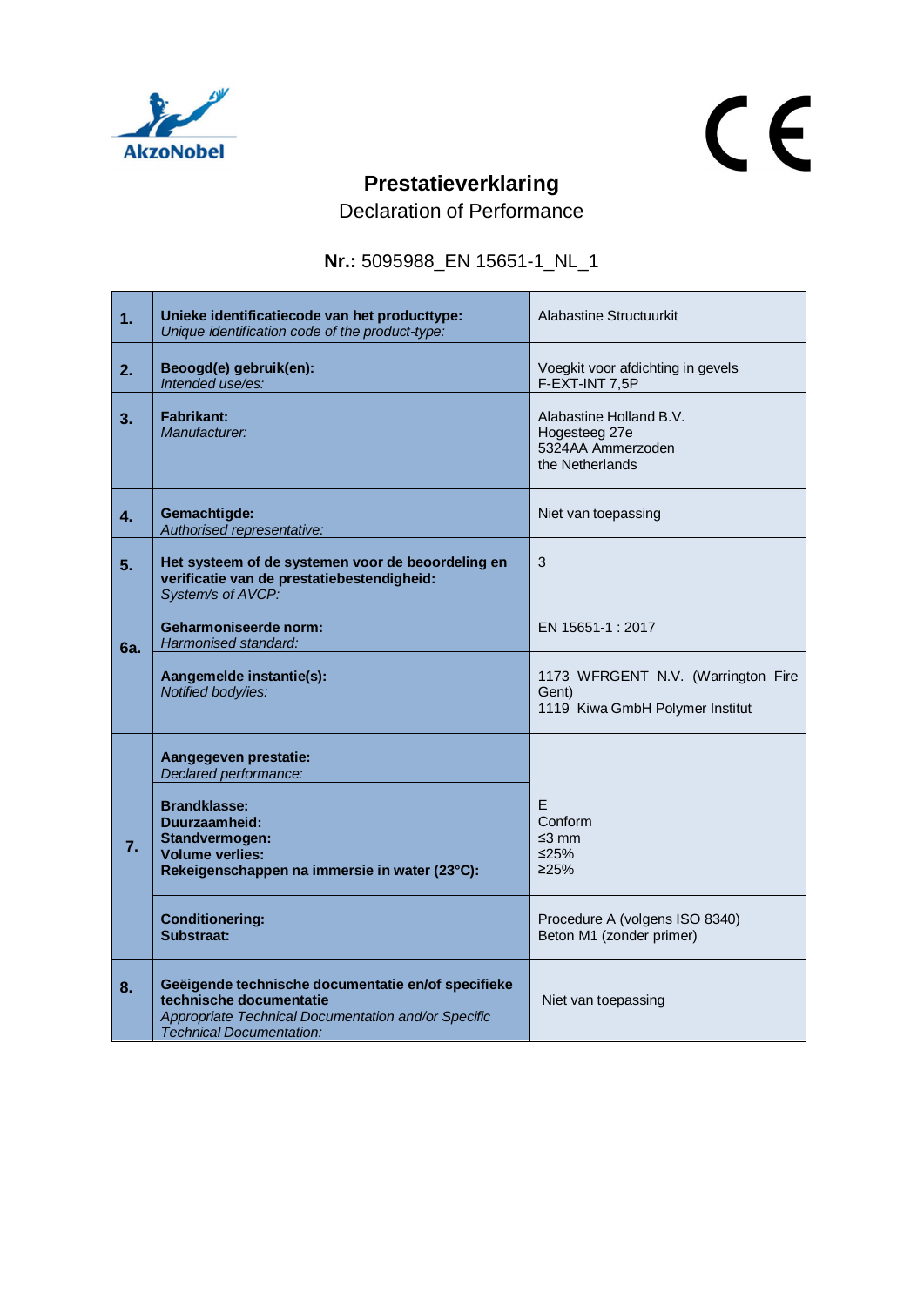# Prestatieverklaring

Declaration of Performance

**Nr.:** 5095988_EN 15651-1_NL_1

| | | |
|---|---|---|
| **1.** | **Unieke identificatiecode van het producttype:**<br>*Unique identification code of the product-type:* | Alabastine Structuurkit |
| **2.** | **Beoogd(e) gebruik(en):**<br>*Intended use/es:* | Voegkit voor afdichting in gevels<br>F-EXT-INT 7,5P |
| **3.** | **Fabrikant:**<br>*Manufacturer:* | Alabastine Holland B.V.<br>Hogesteeg 27e<br>5324AA Ammerzoden<br>the Netherlands |
| **4.** | **Gemachtigde:**<br>*Authorised representative:* | Niet van toepassing |
| **5.** | **Het systeem of de systemen voor de beoordeling en verificatie van de prestatiebestendigheid:**<br>*System/s of AVCP:* | 3 |
| **6a.** | **Geharmoniseerde norm:**<br>*Harmonised standard:* | EN 15651-1 : 2017 |
| | **Aangemelde instantie(s):**<br>*Notified body/ies:* | 1173 WFRGENT N.V. (Warrington Fire Gent)<br>1119 Kiwa GmbH Polymer Institut |
| **7.** | **Aangegeven prestatie:**<br>*Declared performance:* | |
| | **Brandklasse:**<br>**Duurzaamheid:**<br>**Standvermogen:**<br>**Volume verlies:**<br>**Rekeigenschappen na immersie in water (23°C):** | E<br>Conform<br>≤3 mm<br>≤25%<br>≥25% |
| | **Conditionering:**<br>**Substraat:** | Procedure A (volgens ISO 8340)<br>Beton M1 (zonder primer) |
| **8.** | **Geëigende technische documentatie en/of specifieke technische documentatie**<br>*Appropriate Technical Documentation and/or Specific Technical Documentation:* | Niet van toepassing |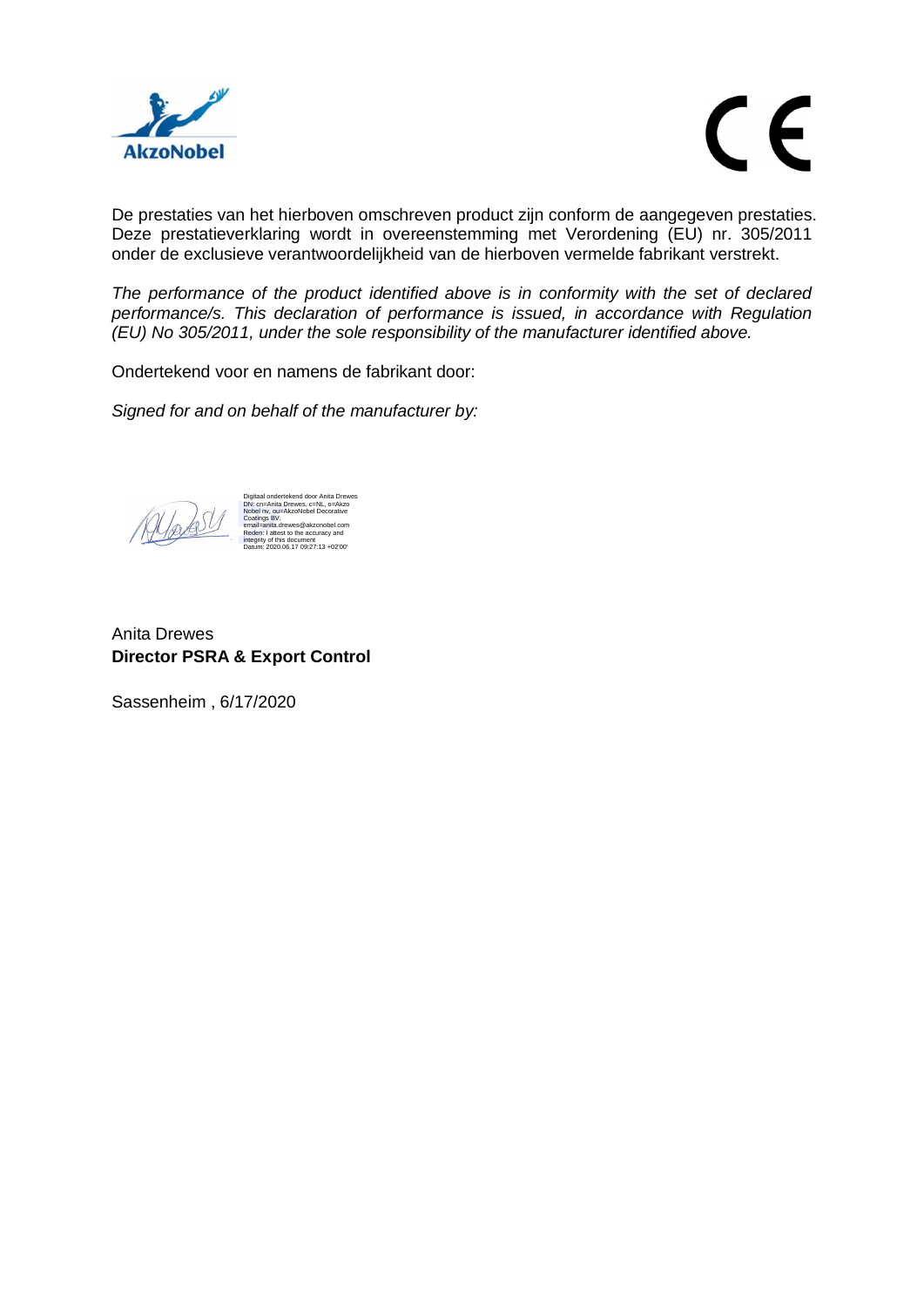De prestaties van het hierboven omschreven product zijn conform de aangegeven prestaties. Deze prestatieverklaring wordt in overeenstemming met Verordening (EU) nr. 305/2011 onder de exclusieve verantwoordelijkheid van de hierboven vermelde fabrikant verstrekt.

*The performance of the product identified above is in conformity with the set of declared performance/s. This declaration of performance is issued, in accordance with Regulation (EU) No 305/2011, under the sole responsibility of the manufacturer identified above.*

Ondertekend voor en namens de fabrikant door:

*Signed for and on behalf of the manufacturer by:*

Digitaal ondertekend door Anita Drewes
DN: cn=Anita Drewes, c=NL, o=Akzo Nobel nv, ou=AkzoNobel Decorative Coatings BV, email=anita.drewes@akzonobel.com
Reden: I attest to the accuracy and integrity of this document
Datum: 2020.06.17 09:27:13 +02'00'

Anita Drewes
**Director PSRA & Export Control**

Sassenheim , 6/17/2020